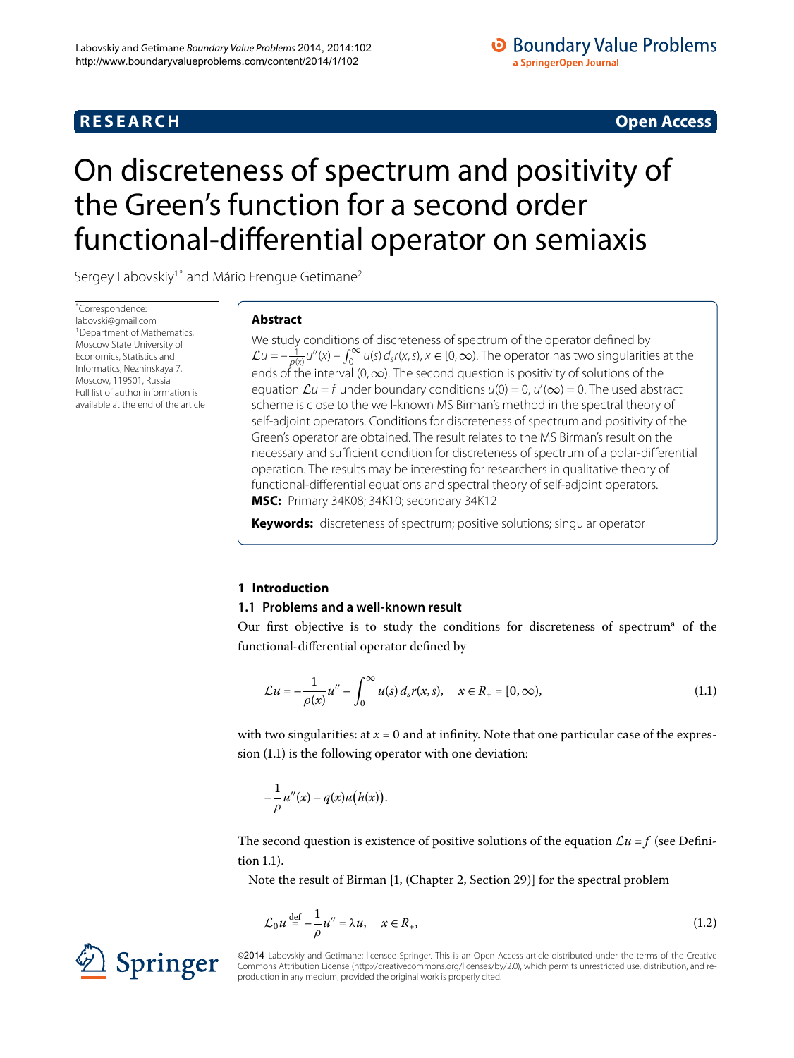RESEARCH **Open Access**

# On discreteness of spectrum and positivity of the Green's function for a second order functional-differential operator on semiaxis

Sergey Labovskiy[1*] and Mário Frengue Getimane[2]

*Correspondence: labovski@gmail.com
[1]Department of Mathematics, Moscow State University of Economics, Statistics and Informatics, Nezhinskaya 7, Moscow, 119501, Russia
Full list of author information is available at the end of the article

## Abstract

We study conditions of discreteness of spectrum of the operator defined by $\mathcal{L}u = -\frac{1}{\rho(x)}u''(x) - \int_0^\infty u(s)\,d_s r(x,s)$, $x \in [0,\infty)$. The operator has two singularities at the ends of the interval $(0,\infty)$. The second question is positivity of solutions of the equation $\mathcal{L}u = f$ under boundary conditions $u(0) = 0$, $u'(\infty) = 0$. The used abstract scheme is close to the well-known MS Birman's method in the spectral theory of self-adjoint operators. Conditions for discreteness of spectrum and positivity of the Green's operator are obtained. The result relates to the MS Birman's result on the necessary and sufficient condition for discreteness of spectrum of a polar-differential operation. The results may be interesting for researchers in qualitative theory of functional-differential equations and spectral theory of self-adjoint operators.

**MSC:** Primary 34K08; 34K10; secondary 34K12

**Keywords:** discreteness of spectrum; positive solutions; singular operator

## 1 Introduction

### 1.1 Problems and a well-known result

Our first objective is to study the conditions for discreteness of spectrum[a] of the functional-differential operator defined by

$$\mathcal{L}u = -\frac{1}{\rho(x)}u'' - \int_0^\infty u(s)\,d_s r(x,s), \quad x \in R_+ = [0,\infty), \tag{1.1}$$

with two singularities: at $x = 0$ and at infinity. Note that one particular case of the expression (1.1) is the following operator with one deviation:

$$-\frac{1}{\rho}u''(x) - q(x)u\big(h(x)\big).$$

The second question is existence of positive solutions of the equation $\mathcal{L}u = f$ (see Definition 1.1).

Note the result of Birman [1, (Chapter 2, Section 29)] for the spectral problem

$$\mathcal{L}_0 u \stackrel{\text{def}}{=} -\frac{1}{\rho}u'' = \lambda u, \quad x \in R_+, \tag{1.2}$$

©2014 Labovskiy and Getimane; licensee Springer. This is an Open Access article distributed under the terms of the Creative Commons Attribution License (http://creativecommons.org/licenses/by/2.0), which permits unrestricted use, distribution, and reproduction in any medium, provided the original work is properly cited.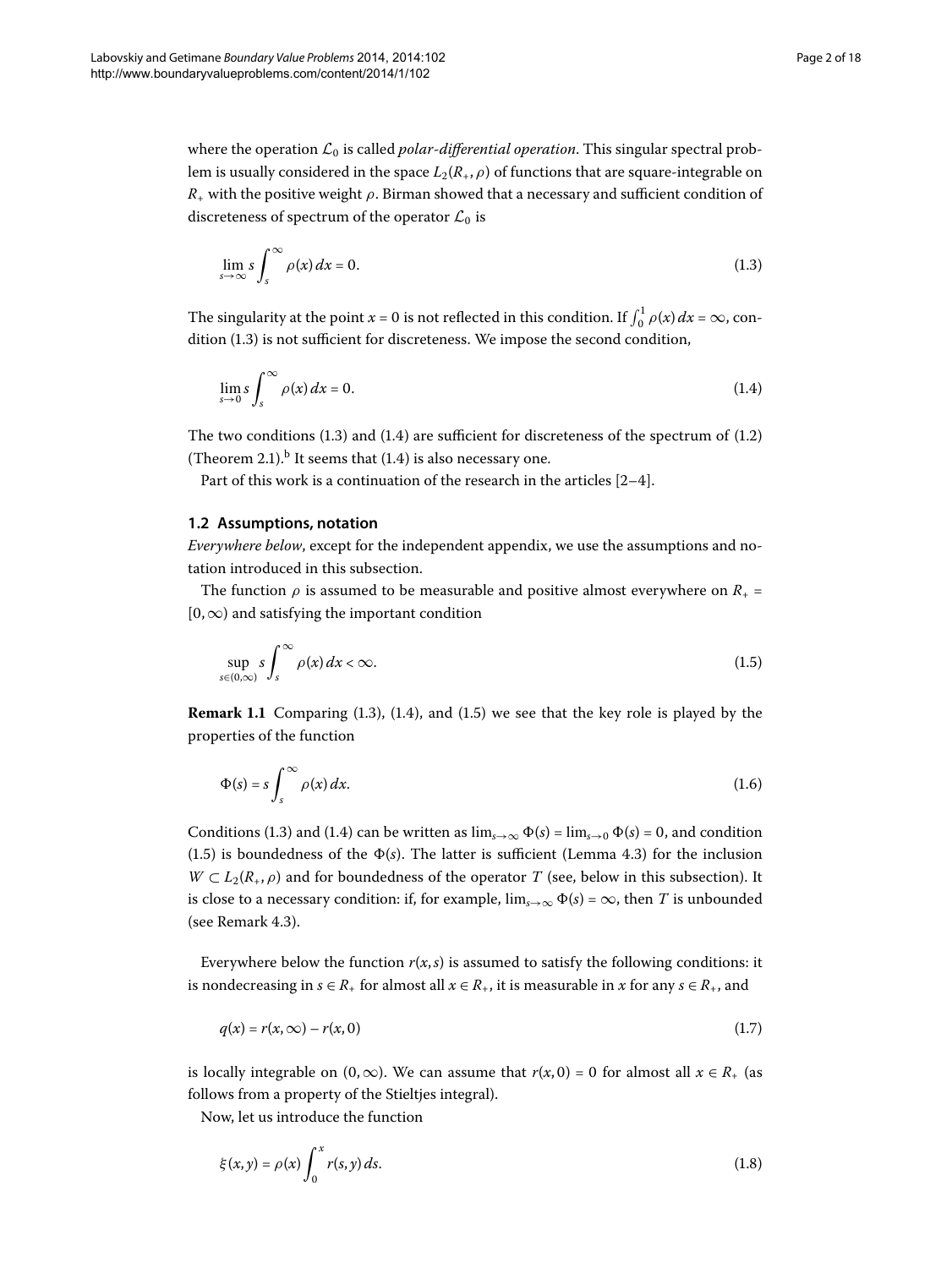where the operation $\mathcal{L}_0$ is called *polar-differential operation*. This singular spectral problem is usually considered in the space $L_2(R_+, \rho)$ of functions that are square-integrable on $R_+$ with the positive weight $\rho$. Birman showed that a necessary and sufficient condition of discreteness of spectrum of the operator $\mathcal{L}_0$ is

$$\lim_{s\to\infty} s \int_s^\infty \rho(x)\,dx = 0. \tag{1.3}$$

The singularity at the point $x = 0$ is not reflected in this condition. If $\int_0^1 \rho(x)\,dx = \infty$, condition (1.3) is not sufficient for discreteness. We impose the second condition,

$$\lim_{s\to 0} s \int_s^\infty \rho(x)\,dx = 0. \tag{1.4}$$

The two conditions (1.3) and (1.4) are sufficient for discreteness of the spectrum of (1.2) (Theorem 2.1).[b] It seems that (1.4) is also necessary one.

Part of this work is a continuation of the research in the articles [2–4].

### 1.2 Assumptions, notation

*Everywhere below*, except for the independent appendix, we use the assumptions and notation introduced in this subsection.

The function $\rho$ is assumed to be measurable and positive almost everywhere on $R_+ = [0, \infty)$ and satisfying the important condition

$$\sup_{s\in(0,\infty)} s \int_s^\infty \rho(x)\,dx < \infty. \tag{1.5}$$

**Remark 1.1** Comparing (1.3), (1.4), and (1.5) we see that the key role is played by the properties of the function

$$\Phi(s) = s \int_s^\infty \rho(x)\,dx. \tag{1.6}$$

Conditions (1.3) and (1.4) can be written as $\lim_{s\to\infty} \Phi(s) = \lim_{s\to 0} \Phi(s) = 0$, and condition (1.5) is boundedness of the $\Phi(s)$. The latter is sufficient (Lemma 4.3) for the inclusion $W \subset L_2(R_+, \rho)$ and for boundedness of the operator $T$ (see, below in this subsection). It is close to a necessary condition: if, for example, $\lim_{s\to\infty} \Phi(s) = \infty$, then $T$ is unbounded (see Remark 4.3).

Everywhere below the function $r(x, s)$ is assumed to satisfy the following conditions: it is nondecreasing in $s \in R_+$ for almost all $x \in R_+$, it is measurable in $x$ for any $s \in R_+$, and

$$q(x) = r(x, \infty) - r(x, 0) \tag{1.7}$$

is locally integrable on $(0, \infty)$. We can assume that $r(x, 0) = 0$ for almost all $x \in R_+$ (as follows from a property of the Stieltjes integral).

Now, let us introduce the function

$$\xi(x, y) = \rho(x) \int_0^x r(s, y)\,ds. \tag{1.8}$$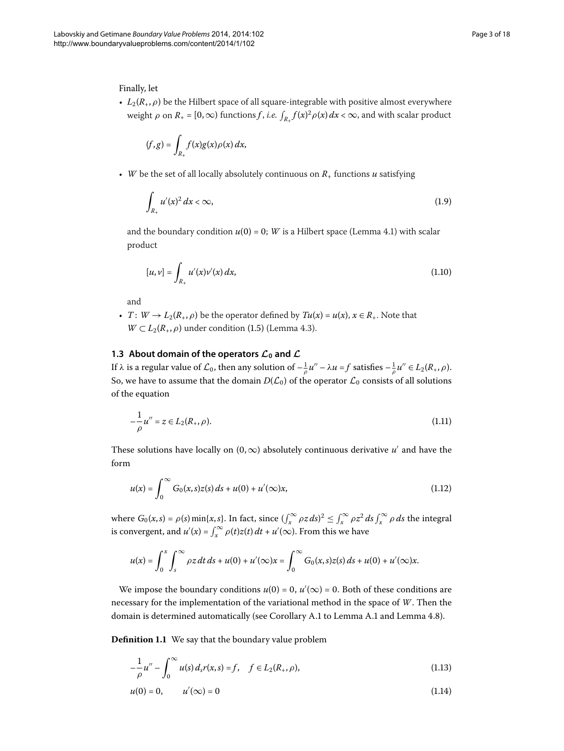Finally, let

- $L_2(R_+, \rho)$ be the Hilbert space of all square-integrable with positive almost everywhere weight $\rho$ on $R_+ = [0, \infty)$ functions $f$, *i.e.* $\int_{R_+} f(x)^2 \rho(x)\,dx < \infty$, and with scalar product

$$(f, g) = \int_{R_+} f(x) g(x) \rho(x)\,dx,$$

- $W$ be the set of all locally absolutely continuous on $R_+$ functions $u$ satisfying

$$\int_{R_+} u'(x)^2\,dx < \infty, \tag{1.9}$$

  and the boundary condition $u(0) = 0$; $W$ is a Hilbert space (Lemma 4.1) with scalar product

$$[u, v] = \int_{R_+} u'(x) v'(x)\,dx, \tag{1.10}$$

  and

- $T\colon W \to L_2(R_+, \rho)$ be the operator defined by $Tu(x) = u(x)$, $x \in R_+$. Note that $W \subset L_2(R_+, \rho)$ under condition (1.5) (Lemma 4.3).

### 1.3 About domain of the operators $\mathcal{L}_0$ and $\mathcal{L}$

If $\lambda$ is a regular value of $\mathcal{L}_0$, then any solution of $-\frac{1}{\rho}u'' - \lambda u = f$ satisfies $-\frac{1}{\rho}u'' \in L_2(R_+, \rho)$. So, we have to assume that the domain $D(\mathcal{L}_0)$ of the operator $\mathcal{L}_0$ consists of all solutions of the equation

$$-\frac{1}{\rho}u'' = z \in L_2(R_+, \rho). \tag{1.11}$$

These solutions have locally on $(0, \infty)$ absolutely continuous derivative $u'$ and have the form

$$u(x) = \int_0^\infty G_0(x, s) z(s)\,ds + u(0) + u'(\infty)x, \tag{1.12}$$

where $G_0(x, s) = \rho(s)\min\{x, s\}$. In fact, since $(\int_x^\infty \rho z\,ds)^2 \le \int_x^\infty \rho z^2\,ds \int_x^\infty \rho\,ds$ the integral is convergent, and $u'(x) = \int_x^\infty \rho(t) z(t)\,dt + u'(\infty)$. From this we have

$$u(x) = \int_0^x \int_s^\infty \rho z\,dt\,ds + u(0) + u'(\infty)x = \int_0^\infty G_0(x, s) z(s)\,ds + u(0) + u'(\infty)x.$$

We impose the boundary conditions $u(0) = 0$, $u'(\infty) = 0$. Both of these conditions are necessary for the implementation of the variational method in the space of $W$. Then the domain is determined automatically (see Corollary A.1 to Lemma A.1 and Lemma 4.8).

**Definition 1.1** We say that the boundary value problem

$$-\frac{1}{\rho}u'' - \int_0^\infty u(s)\,d_s r(x, s) = f, \quad f \in L_2(R_+, \rho), \tag{1.13}$$

$$u(0) = 0, \qquad u'(\infty) = 0 \tag{1.14}$$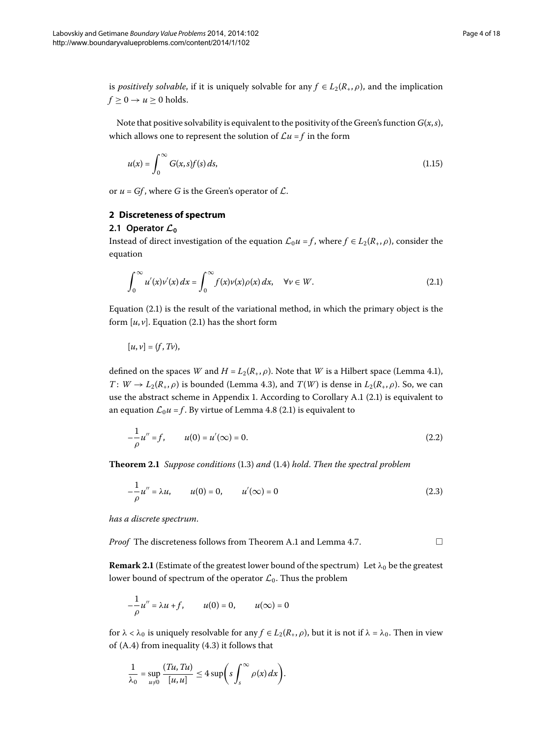is *positively solvable*, if it is uniquely solvable for any $f \in L_2(R_+, \rho)$, and the implication $f \geq 0 \to u \geq 0$ holds.

Note that positive solvability is equivalent to the positivity of the Green's function $G(x,s)$, which allows one to represent the solution of $\mathcal{L}u = f$ in the form

$$u(x) = \int_0^\infty G(x,s)f(s)\,ds, \tag{1.15}$$

or $u = Gf$, where $G$ is the Green's operator of $\mathcal{L}$.

## 2 Discreteness of spectrum

### 2.1 Operator $\mathcal{L}_0$

Instead of direct investigation of the equation $\mathcal{L}_0 u = f$, where $f \in L_2(R_+, \rho)$, consider the equation

$$\int_0^\infty u'(x)v'(x)\,dx = \int_0^\infty f(x)v(x)\rho(x)\,dx, \quad \forall v \in W. \tag{2.1}$$

Equation (2.1) is the result of the variational method, in which the primary object is the form $[u,v]$. Equation (2.1) has the short form

$$[u,v] = (f, Tv),$$

defined on the spaces $W$ and $H = L_2(R_+, \rho)$. Note that $W$ is a Hilbert space (Lemma 4.1), $T\colon W \to L_2(R_+, \rho)$ is bounded (Lemma 4.3), and $T(W)$ is dense in $L_2(R_+, \rho)$. So, we can use the abstract scheme in Appendix 1. According to Corollary A.1 (2.1) is equivalent to an equation $\mathcal{L}_0 u = f$. By virtue of Lemma 4.8 (2.1) is equivalent to

$$-\frac{1}{\rho}u'' = f, \qquad u(0) = u'(\infty) = 0. \tag{2.2}$$

**Theorem 2.1** *Suppose conditions* (1.3) *and* (1.4) *hold. Then the spectral problem*

$$-\frac{1}{\rho}u'' = \lambda u, \qquad u(0) = 0, \qquad u'(\infty) = 0 \tag{2.3}$$

*has a discrete spectrum.*

*Proof* The discreteness follows from Theorem A.1 and Lemma 4.7. □

**Remark 2.1** (Estimate of the greatest lower bound of the spectrum) Let $\lambda_0$ be the greatest lower bound of spectrum of the operator $\mathcal{L}_0$. Thus the problem

$$-\frac{1}{\rho}u'' = \lambda u + f, \qquad u(0) = 0, \qquad u(\infty) = 0$$

for $\lambda < \lambda_0$ is uniquely resolvable for any $f \in L_2(R_+, \rho)$, but it is not if $\lambda = \lambda_0$. Then in view of (A.4) from inequality (4.3) it follows that

$$\frac{1}{\lambda_0} = \sup_{u \neq 0} \frac{(Tu, Tu)}{[u,u]} \leq 4 \sup\left(s \int_s^\infty \rho(x)\,dx\right).$$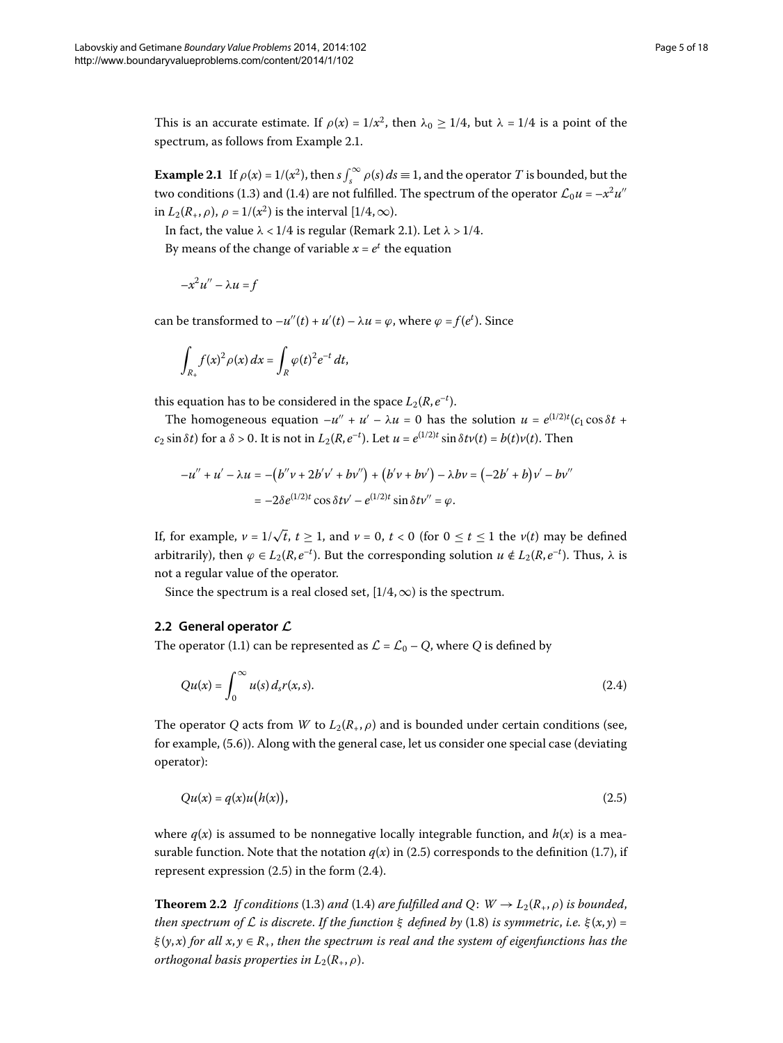This is an accurate estimate. If $\rho(x) = 1/x^2$, then $\lambda_0 \geq 1/4$, but $\lambda = 1/4$ is a point of the spectrum, as follows from Example 2.1.

**Example 2.1** If $\rho(x) = 1/(x^2)$, then $s\int_s^\infty \rho(s)\,ds \equiv 1$, and the operator $T$ is bounded, but the two conditions (1.3) and (1.4) are not fulfilled. The spectrum of the operator $\mathcal{L}_0 u = -x^2 u''$ in $L_2(R_+, \rho)$, $\rho = 1/(x^2)$ is the interval $[1/4, \infty)$.

In fact, the value $\lambda < 1/4$ is regular (Remark 2.1). Let $\lambda > 1/4$.

By means of the change of variable $x = e^t$ the equation

$$-x^2 u'' - \lambda u = f$$

can be transformed to $-u''(t) + u'(t) - \lambda u = \varphi$, where $\varphi = f(e^t)$. Since

$$\int_{R_+} f(x)^2 \rho(x)\,dx = \int_R \varphi(t)^2 e^{-t}\,dt,$$

this equation has to be considered in the space $L_2(R, e^{-t})$.

The homogeneous equation $-u'' + u' - \lambda u = 0$ has the solution $u = e^{(1/2)t}(c_1 \cos \delta t + c_2 \sin \delta t)$ for a $\delta > 0$. It is not in $L_2(R, e^{-t})$. Let $u = e^{(1/2)t} \sin \delta t v(t) = b(t)v(t)$. Then

$$\begin{aligned}
-u'' + u' - \lambda u &= -\bigl(b''v + 2b'v' + bv''\bigr) + \bigl(b'v + bv'\bigr) - \lambda bv = \bigl(-2b' + b\bigr)v' - bv'' \\
&= -2\delta e^{(1/2)t} \cos \delta t v' - e^{(1/2)t} \sin \delta t v'' = \varphi.
\end{aligned}$$

If, for example, $v = 1/\sqrt{t}$, $t \geq 1$, and $v = 0$, $t < 0$ (for $0 \leq t \leq 1$ the $v(t)$ may be defined arbitrarily), then $\varphi \in L_2(R, e^{-t})$. But the corresponding solution $u \notin L_2(R, e^{-t})$. Thus, $\lambda$ is not a regular value of the operator.

Since the spectrum is a real closed set, $[1/4, \infty)$ is the spectrum.

## 2.2 General operator $\mathcal{L}$

The operator (1.1) can be represented as $\mathcal{L} = \mathcal{L}_0 - Q$, where $Q$ is defined by

$$Qu(x) = \int_0^\infty u(s)\,d_s r(x, s). \tag{2.4}$$

The operator $Q$ acts from $W$ to $L_2(R_+, \rho)$ and is bounded under certain conditions (see, for example, (5.6)). Along with the general case, let us consider one special case (deviating operator):

$$Qu(x) = q(x)u\bigl(h(x)\bigr), \tag{2.5}$$

where $q(x)$ is assumed to be nonnegative locally integrable function, and $h(x)$ is a measurable function. Note that the notation $q(x)$ in (2.5) corresponds to the definition (1.7), if represent expression (2.5) in the form (2.4).

**Theorem 2.2** *If conditions* (1.3) *and* (1.4) *are fulfilled and* $Q\colon W \to L_2(R_+, \rho)$ *is bounded, then spectrum of* $\mathcal{L}$ *is discrete. If the function* $\xi$ *defined by* (1.8) *is symmetric, i.e.* $\xi(x, y) = \xi(y, x)$ *for all* $x, y \in R_+$, *then the spectrum is real and the system of eigenfunctions has the orthogonal basis properties in* $L_2(R_+, \rho)$.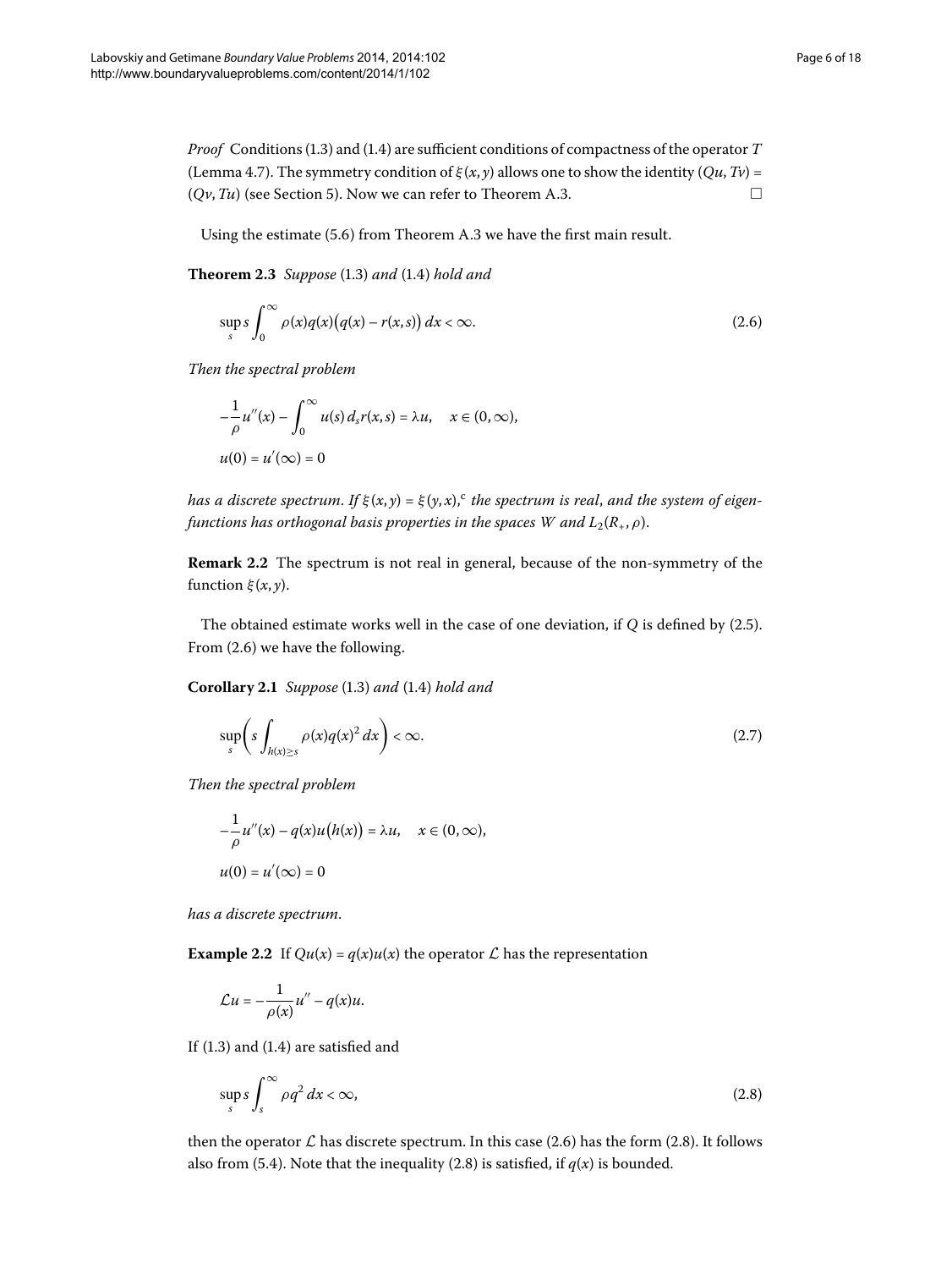*Proof* Conditions (1.3) and (1.4) are sufficient conditions of compactness of the operator $T$ (Lemma 4.7). The symmetry condition of $\xi(x,y)$ allows one to show the identity $(Qu, Tv) = (Qv, Tu)$ (see Section 5). Now we can refer to Theorem A.3. □

Using the estimate (5.6) from Theorem A.3 we have the first main result.

**Theorem 2.3** *Suppose* (1.3) *and* (1.4) *hold and*

$$\sup_s s \int_0^\infty \rho(x) q(x)\bigl(q(x) - r(x,s)\bigr)\,dx < \infty. \tag{2.6}$$

*Then the spectral problem*

$$-\frac{1}{\rho} u''(x) - \int_0^\infty u(s)\,d_s r(x,s) = \lambda u, \quad x \in (0,\infty),$$
$$u(0) = u'(\infty) = 0$$

*has a discrete spectrum. If $\xi(x,y) = \xi(y,x)$,*[c] *the spectrum is real, and the system of eigenfunctions has orthogonal basis properties in the spaces $W$ and $L_2(R_+,\rho)$.*

**Remark 2.2** The spectrum is not real in general, because of the non-symmetry of the function $\xi(x,y)$.

The obtained estimate works well in the case of one deviation, if $Q$ is defined by (2.5). From (2.6) we have the following.

**Corollary 2.1** *Suppose* (1.3) *and* (1.4) *hold and*

$$\sup_s \left( s \int_{h(x)\geq s} \rho(x) q(x)^2\,dx \right) < \infty. \tag{2.7}$$

*Then the spectral problem*

$$-\frac{1}{\rho} u''(x) - q(x) u\bigl(h(x)\bigr) = \lambda u, \quad x \in (0,\infty),$$
$$u(0) = u'(\infty) = 0$$

*has a discrete spectrum.*

**Example 2.2** If $Qu(x) = q(x)u(x)$ the operator $\mathcal{L}$ has the representation

$$\mathcal{L}u = -\frac{1}{\rho(x)} u'' - q(x)u.$$

If (1.3) and (1.4) are satisfied and

$$\sup_s s \int_s^\infty \rho q^2\,dx < \infty, \tag{2.8}$$

then the operator $\mathcal{L}$ has discrete spectrum. In this case (2.6) has the form (2.8). It follows also from (5.4). Note that the inequality (2.8) is satisfied, if $q(x)$ is bounded.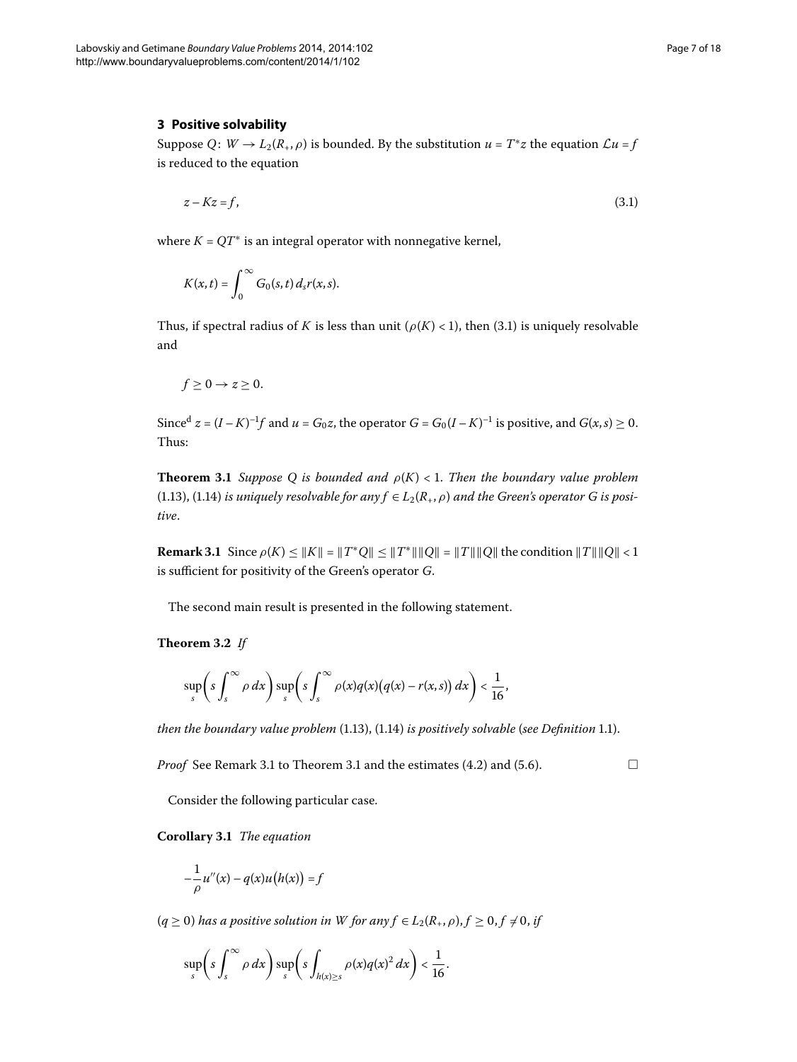## 3 Positive solvability

Suppose $Q: W \to L_2(R_+, \rho)$ is bounded. By the substitution $u = T^*z$ the equation $\mathcal{L}u = f$ is reduced to the equation

$$z - Kz = f, \tag{3.1}$$

where $K = QT^*$ is an integral operator with nonnegative kernel,

$$K(x,t) = \int_0^\infty G_0(s,t)\, d_s r(x,s).$$

Thus, if spectral radius of $K$ is less than unit ($\rho(K) < 1$), then (3.1) is uniquely resolvable and

$$f \geq 0 \to z \geq 0.$$

Since[d] $z = (I-K)^{-1}f$ and $u = G_0 z$, the operator $G = G_0(I-K)^{-1}$ is positive, and $G(x,s) \geq 0$. Thus:

**Theorem 3.1** *Suppose $Q$ is bounded and $\rho(K) < 1$. Then the boundary value problem* (1.13), (1.14) *is uniquely resolvable for any $f \in L_2(R_+, \rho)$ and the Green's operator $G$ is positive*.

**Remark 3.1** Since $\rho(K) \leq \|K\| = \|T^*Q\| \leq \|T^*\|\|Q\| = \|T\|\|Q\|$ the condition $\|T\|\|Q\| < 1$ is sufficient for positivity of the Green's operator $G$.

The second main result is presented in the following statement.

**Theorem 3.2** *If*

$$\sup_s \left( s \int_s^\infty \rho\, dx \right) \sup_s \left( s \int_s^\infty \rho(x) q(x) \big(q(x) - r(x,s)\big)\, dx \right) < \frac{1}{16},$$

*then the boundary value problem* (1.13), (1.14) *is positively solvable* (*see Definition* 1.1).

*Proof* See Remark 3.1 to Theorem 3.1 and the estimates (4.2) and (5.6). □

Consider the following particular case.

**Corollary 3.1** *The equation*

$$-\frac{1}{\rho} u''(x) - q(x) u\big(h(x)\big) = f$$

($q \geq 0$) *has a positive solution in $W$ for any $f \in L_2(R_+, \rho)$, $f \geq 0$, $f \not\equiv 0$, if*

$$\sup_s \left( s \int_s^\infty \rho\, dx \right) \sup_s \left( s \int_{h(x) \geq s} \rho(x) q(x)^2\, dx \right) < \frac{1}{16}.$$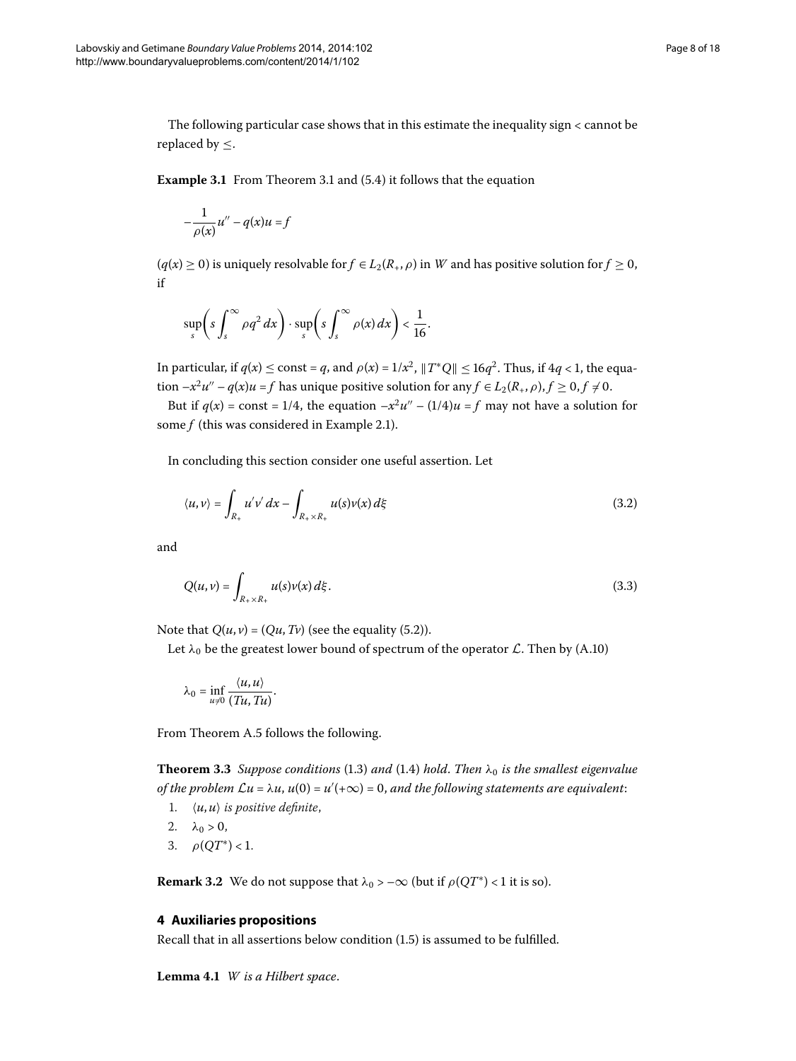The following particular case shows that in this estimate the inequality sign $<$ cannot be replaced by $\leq$.

**Example 3.1** From Theorem 3.1 and (5.4) it follows that the equation

$$-\frac{1}{\rho(x)}u'' - q(x)u = f$$

($q(x) \geq 0$) is uniquely resolvable for $f \in L_2(R_+, \rho)$ in $W$ and has positive solution for $f \geq 0$, if

$$\sup_s \left( s \int_s^\infty \rho q^2 \, dx \right) \cdot \sup_s \left( s \int_s^\infty \rho(x) \, dx \right) < \frac{1}{16}.$$

In particular, if $q(x) \leq \text{const} = q$, and $\rho(x) = 1/x^2$, $\|T^*Q\| \leq 16q^2$. Thus, if $4q < 1$, the equation $-x^2u'' - q(x)u = f$ has unique positive solution for any $f \in L_2(R_+, \rho)$, $f \geq 0$, $f \not\equiv 0$.

But if $q(x) = \text{const} = 1/4$, the equation $-x^2u'' - (1/4)u = f$ may not have a solution for some $f$ (this was considered in Example 2.1).

In concluding this section consider one useful assertion. Let

$$\langle u, v \rangle = \int_{R_+} u'v' \, dx - \int_{R_+ \times R_+} u(s)v(x) \, d\xi \tag{3.2}$$

and

$$Q(u, v) = \int_{R_+ \times R_+} u(s)v(x) \, d\xi. \tag{3.3}$$

Note that $Q(u, v) = (Qu, Tv)$ (see the equality (5.2)).

Let $\lambda_0$ be the greatest lower bound of spectrum of the operator $\mathcal{L}$. Then by (A.10)

$$\lambda_0 = \inf_{u \neq 0} \frac{\langle u, u \rangle}{(Tu, Tu)}.$$

From Theorem A.5 follows the following.

**Theorem 3.3** *Suppose conditions* (1.3) *and* (1.4) *hold*. *Then* $\lambda_0$ *is the smallest eigenvalue of the problem* $\mathcal{L}u = \lambda u$, $u(0) = u'(+\infty) = 0$, *and the following statements are equivalent*:

1. $\langle u, u \rangle$ *is positive definite*,
2. $\lambda_0 > 0$,
3. $\rho(QT^*) < 1$.

**Remark 3.2** We do not suppose that $\lambda_0 > -\infty$ (but if $\rho(QT^*) < 1$ it is so).

## 4 Auxiliaries propositions

Recall that in all assertions below condition (1.5) is assumed to be fulfilled.

**Lemma 4.1** *$W$ is a Hilbert space*.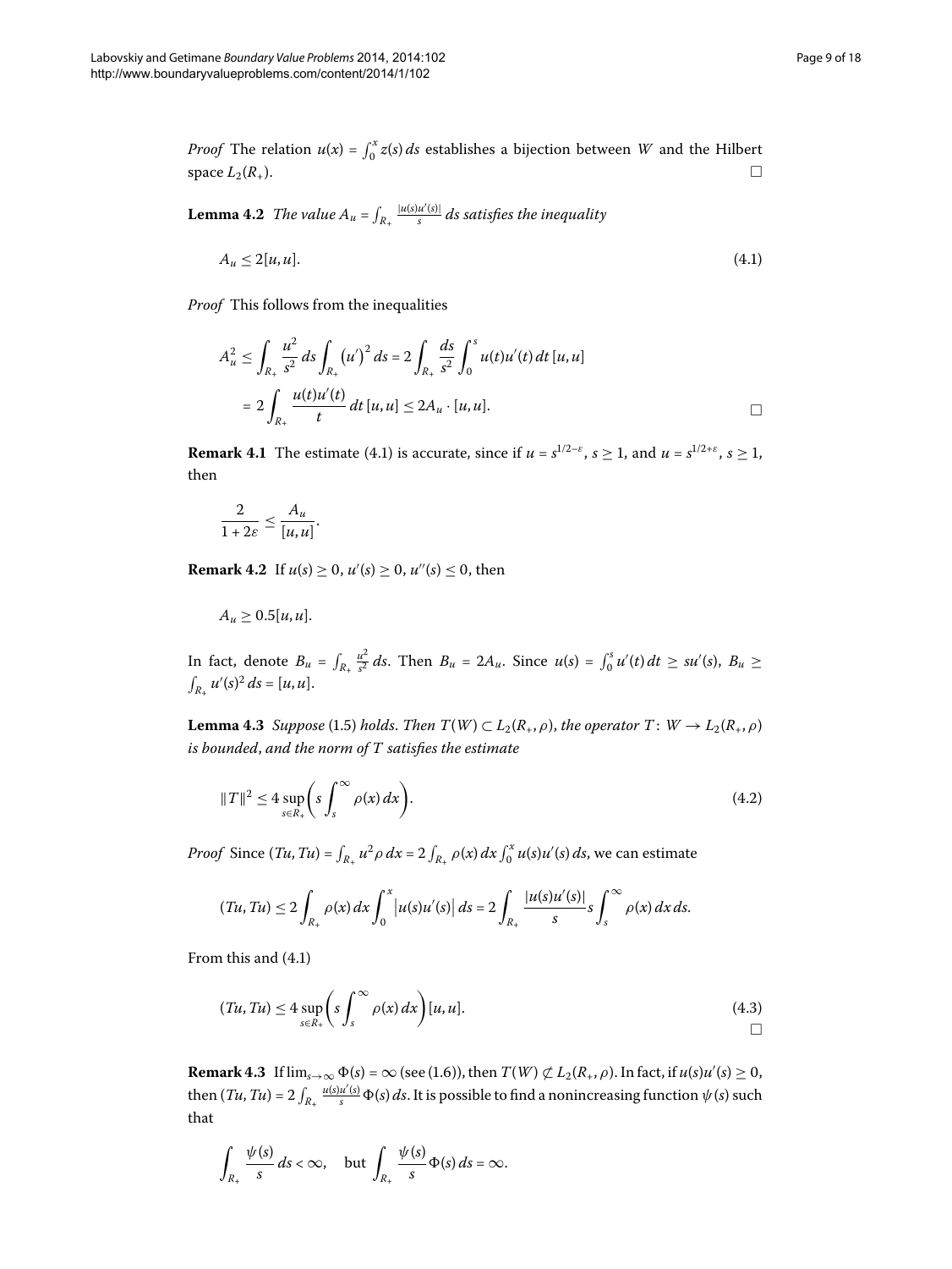*Proof* The relation $u(x) = \int_0^x z(s)\,ds$ establishes a bijection between $W$ and the Hilbert space $L_2(R_+)$. □

**Lemma 4.2** *The value $A_u = \int_{R_+} \frac{|u(s)u'(s)|}{s}\,ds$ satisfies the inequality*

$$A_u \le 2[u,u]. \tag{4.1}$$

*Proof* This follows from the inequalities

$$\begin{aligned} A_u^2 &\le \int_{R_+} \frac{u^2}{s^2}\,ds \int_{R_+} \left(u'\right)^2 ds = 2\int_{R_+} \frac{ds}{s^2} \int_0^s u(t)u'(t)\,dt\,[u,u] \\ &= 2\int_{R_+} \frac{u(t)u'(t)}{t}\,dt\,[u,u] \le 2A_u \cdot [u,u]. \end{aligned}$$

□

**Remark 4.1** The estimate (4.1) is accurate, since if $u = s^{1/2-\varepsilon}$, $s \ge 1$, and $u = s^{1/2+\varepsilon}$, $s \ge 1$, then

$$\frac{2}{1+2\varepsilon} \le \frac{A_u}{[u,u]}.$$

**Remark 4.2** If $u(s) \ge 0$, $u'(s) \ge 0$, $u''(s) \le 0$, then

$$A_u \ge 0.5[u,u].$$

In fact, denote $B_u = \int_{R_+} \frac{u^2}{s^2}\,ds$. Then $B_u = 2A_u$. Since $u(s) = \int_0^s u'(t)\,dt \ge su'(s)$, $B_u \ge \int_{R_+} u'(s)^2\,ds = [u,u]$.

**Lemma 4.3** *Suppose* (1.5) *holds. Then $T(W) \subset L_2(R_+, \rho)$, the operator $T\colon W \to L_2(R_+,\rho)$ is bounded, and the norm of $T$ satisfies the estimate*

$$\|T\|^2 \le 4 \sup_{s \in R_+} \left( s \int_s^\infty \rho(x)\,dx \right). \tag{4.2}$$

*Proof* Since $(Tu,Tu) = \int_{R_+} u^2 \rho\,dx = 2\int_{R_+} \rho(x)\,dx \int_0^x u(s)u'(s)\,ds$, we can estimate

$$(Tu,Tu) \le 2\int_{R_+} \rho(x)\,dx \int_0^x \left|u(s)u'(s)\right| ds = 2\int_{R_+} \frac{|u(s)u'(s)|}{s} s \int_s^\infty \rho(x)\,dx\,ds.$$

From this and (4.1)

$$(Tu,Tu) \le 4 \sup_{s \in R_+} \left( s \int_s^\infty \rho(x)\,dx \right) [u,u]. \tag{4.3}$$

□

**Remark 4.3** If $\lim_{s\to\infty} \Phi(s) = \infty$ (see (1.6)), then $T(W) \not\subset L_2(R_+,\rho)$. In fact, if $u(s)u'(s) \ge 0$, then $(Tu,Tu) = 2\int_{R_+} \frac{u(s)u'(s)}{s} \Phi(s)\,ds$. It is possible to find a nonincreasing function $\psi(s)$ such that

$$\int_{R_+} \frac{\psi(s)}{s}\,ds < \infty, \quad \text{but} \int_{R_+} \frac{\psi(s)}{s} \Phi(s)\,ds = \infty.$$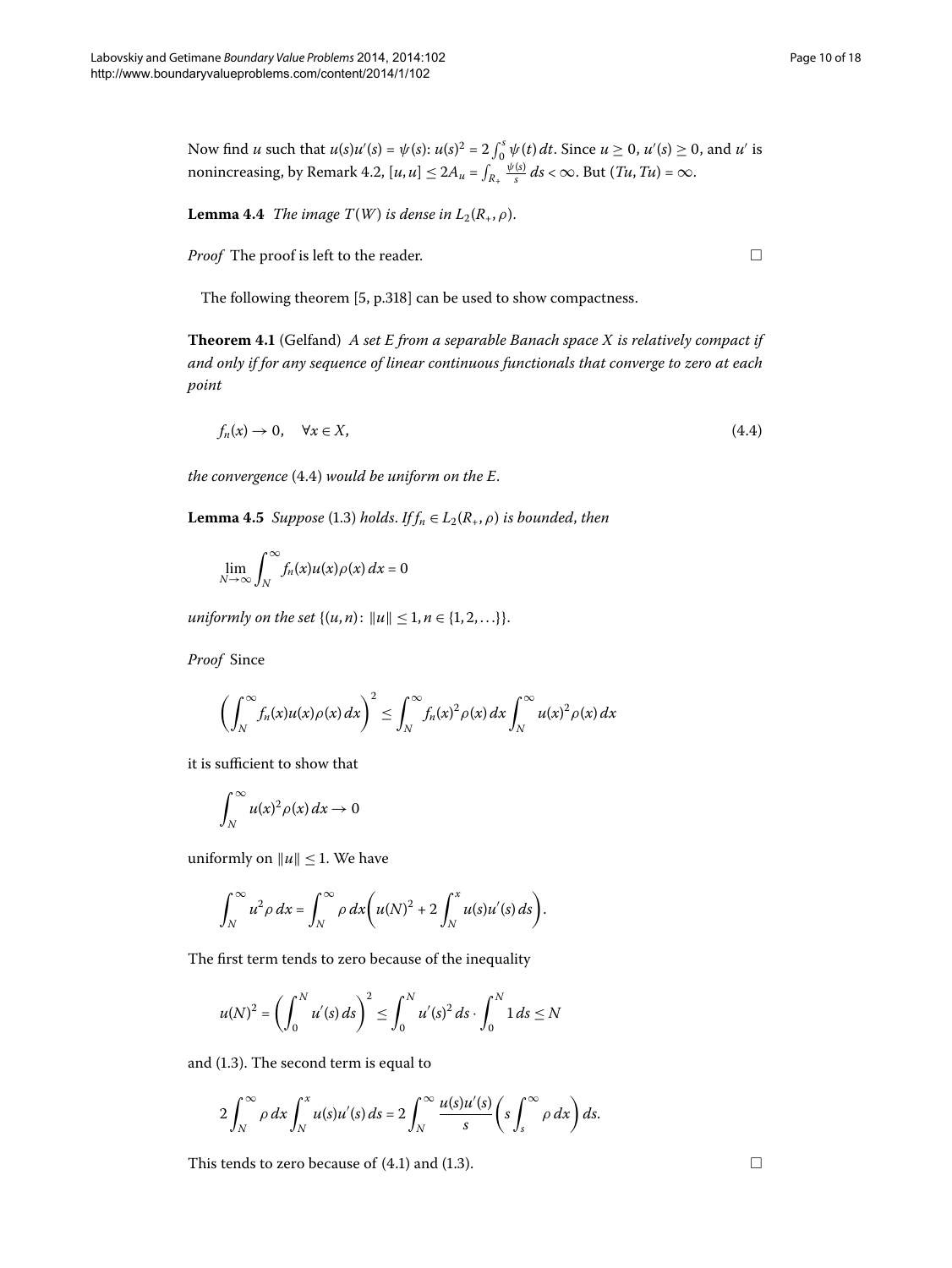Now find $u$ such that $u(s)u'(s) = \psi(s)$: $u(s)^2 = 2\int_0^s \psi(t)\,dt$. Since $u \geq 0$, $u'(s) \geq 0$, and $u'$ is nonincreasing, by Remark 4.2, $[u,u] \leq 2A_u = \int_{R_+} \frac{\psi(s)}{s}\,ds < \infty$. But $(Tu,Tu) = \infty$.

**Lemma 4.4** *The image $T(W)$ is dense in $L_2(R_+,\rho)$.*

*Proof* The proof is left to the reader. □

The following theorem [5, p.318] can be used to show compactness.

**Theorem 4.1** (Gelfand) *A set $E$ from a separable Banach space $X$ is relatively compact if and only if for any sequence of linear continuous functionals that converge to zero at each point*

$$f_n(x) \to 0, \quad \forall x \in X, \tag{4.4}$$

*the convergence* (4.4) *would be uniform on the $E$.*

**Lemma 4.5** *Suppose* (1.3) *holds. If $f_n \in L_2(R_+,\rho)$ is bounded, then*

$$\lim_{N\to\infty} \int_N^\infty f_n(x)u(x)\rho(x)\,dx = 0$$

*uniformly on the set $\{(u,n) : \|u\| \leq 1, n \in \{1,2,\ldots\}\}$.*

*Proof* Since

$$\left(\int_N^\infty f_n(x)u(x)\rho(x)\,dx\right)^2 \leq \int_N^\infty f_n(x)^2\rho(x)\,dx \int_N^\infty u(x)^2\rho(x)\,dx$$

it is sufficient to show that

$$\int_N^\infty u(x)^2\rho(x)\,dx \to 0$$

uniformly on $\|u\| \leq 1$. We have

$$\int_N^\infty u^2\rho\,dx = \int_N^\infty \rho\,dx\left(u(N)^2 + 2\int_N^x u(s)u'(s)\,ds\right).$$

The first term tends to zero because of the inequality

$$u(N)^2 = \left(\int_0^N u'(s)\,ds\right)^2 \leq \int_0^N u'(s)^2\,ds \cdot \int_0^N 1\,ds \leq N$$

and (1.3). The second term is equal to

$$2\int_N^\infty \rho\,dx \int_N^x u(s)u'(s)\,ds = 2\int_N^\infty \frac{u(s)u'(s)}{s}\left(s\int_s^\infty \rho\,dx\right)ds.$$

This tends to zero because of (4.1) and (1.3). □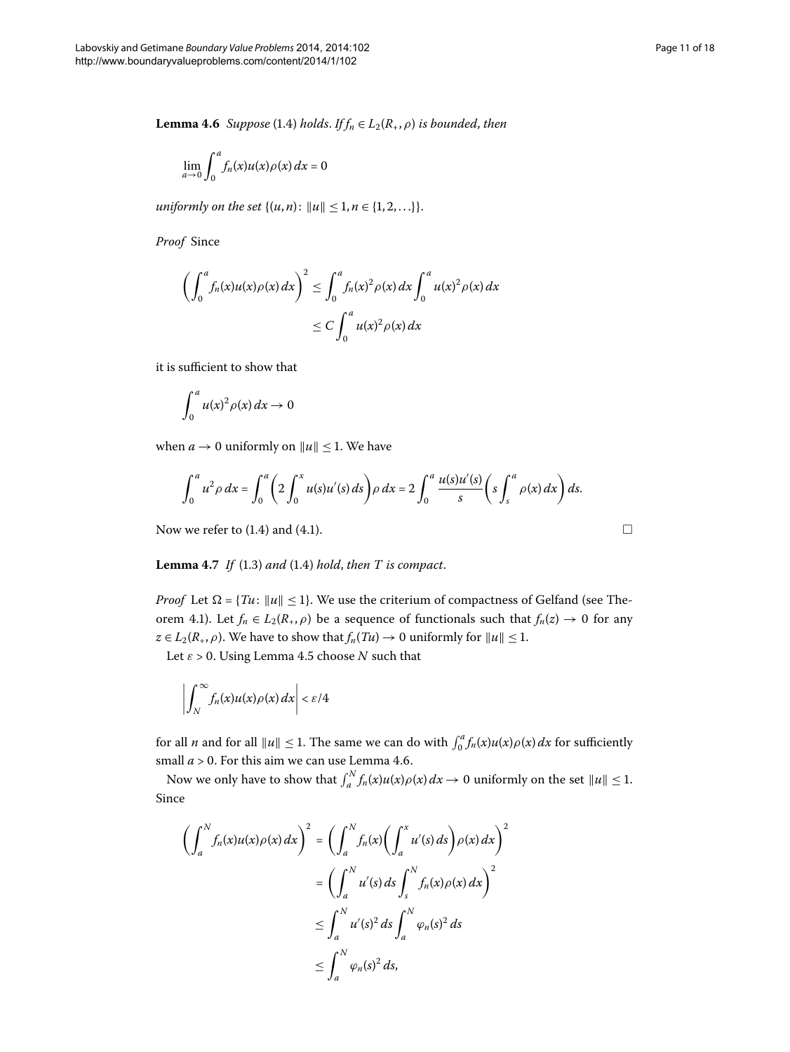**Lemma 4.6** *Suppose* (1.4) *holds. If* $f_n \in L_2(R_+, \rho)$ *is bounded, then*

$$\lim_{a\to 0} \int_0^a f_n(x)u(x)\rho(x)\,dx = 0$$

*uniformly on the set* $\{(u,n)\colon \|u\| \le 1, n \in \{1,2,\ldots\}\}$.

*Proof* Since

$$\left(\int_0^a f_n(x)u(x)\rho(x)\,dx\right)^2 \le \int_0^a f_n(x)^2\rho(x)\,dx \int_0^a u(x)^2\rho(x)\,dx \le C\int_0^a u(x)^2\rho(x)\,dx$$

it is sufficient to show that

$$\int_0^a u(x)^2\rho(x)\,dx \to 0$$

when $a \to 0$ uniformly on $\|u\| \le 1$. We have

$$\int_0^a u^2\rho\,dx = \int_0^a \left(2\int_0^x u(s)u'(s)\,ds\right)\rho\,dx = 2\int_0^a \frac{u(s)u'(s)}{s}\left(s\int_s^a \rho(x)\,dx\right)ds.$$

Now we refer to (1.4) and (4.1). □

**Lemma 4.7** *If* (1.3) *and* (1.4) *hold, then* $T$ *is compact*.

*Proof* Let $\Omega = \{Tu\colon \|u\| \le 1\}$. We use the criterium of compactness of Gelfand (see Theorem 4.1). Let $f_n \in L_2(R_+, \rho)$ be a sequence of functionals such that $f_n(z) \to 0$ for any $z \in L_2(R_+, \rho)$. We have to show that $f_n(Tu) \to 0$ uniformly for $\|u\| \le 1$.

Let $\varepsilon > 0$. Using Lemma 4.5 choose $N$ such that

$$\left|\int_N^\infty f_n(x)u(x)\rho(x)\,dx\right| < \varepsilon/4$$

for all $n$ and for all $\|u\| \le 1$. The same we can do with $\int_0^a f_n(x)u(x)\rho(x)\,dx$ for sufficiently small $a > 0$. For this aim we can use Lemma 4.6.

Now we only have to show that $\int_a^N f_n(x)u(x)\rho(x)\,dx \to 0$ uniformly on the set $\|u\| \le 1$. Since

$$\begin{aligned}
\left(\int_a^N f_n(x)u(x)\rho(x)\,dx\right)^2 &= \left(\int_a^N f_n(x)\left(\int_a^x u'(s)\,ds\right)\rho(x)\,dx\right)^2 \\
&= \left(\int_a^N u'(s)\,ds\int_s^N f_n(x)\rho(x)\,dx\right)^2 \\
&\le \int_a^N u'(s)^2\,ds\int_a^N \varphi_n(s)^2\,ds \\
&\le \int_a^N \varphi_n(s)^2\,ds,
\end{aligned}$$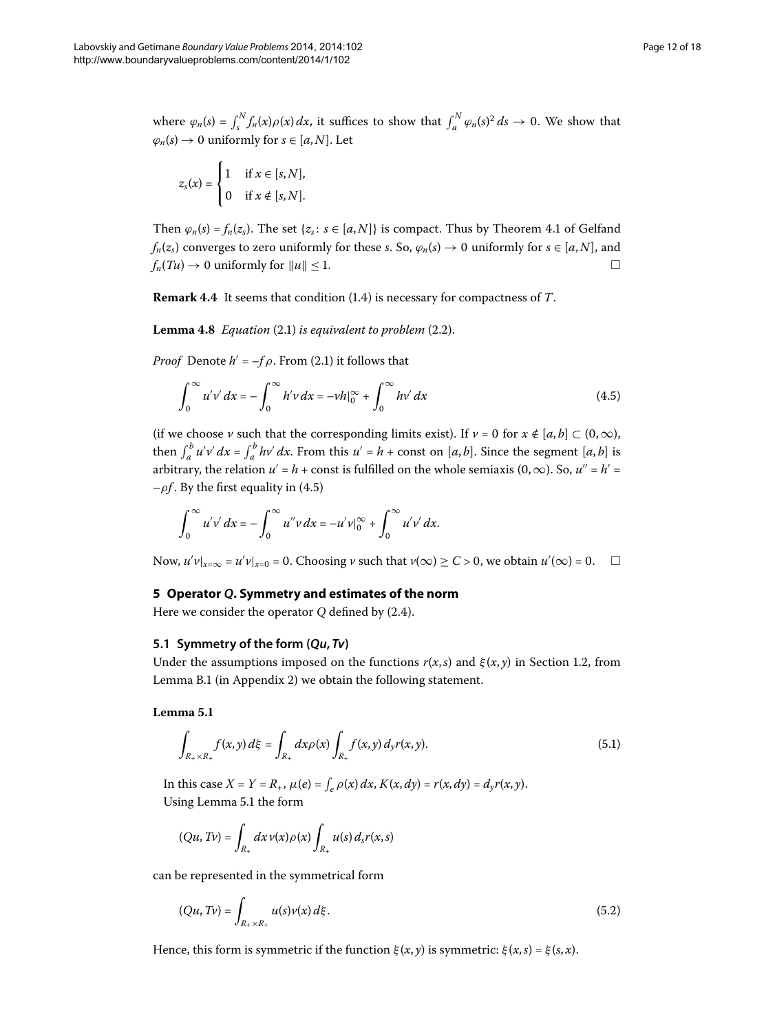where $\varphi_n(s) = \int_s^N f_n(x)\rho(x)\,dx$, it suffices to show that $\int_a^N \varphi_n(s)^2\,ds \to 0$. We show that $\varphi_n(s) \to 0$ uniformly for $s \in [a,N]$. Let

$$z_s(x) = \begin{cases} 1 & \text{if } x \in [s,N], \\ 0 & \text{if } x \notin [s,N]. \end{cases}$$

Then $\varphi_n(s) = f_n(z_s)$. The set $\{z_s\colon s \in [a,N]\}$ is compact. Thus by Theorem 4.1 of Gelfand $f_n(z_s)$ converges to zero uniformly for these $s$. So, $\varphi_n(s) \to 0$ uniformly for $s \in [a,N]$, and $f_n(Tu) \to 0$ uniformly for $\|u\| \le 1$. □

**Remark 4.4** It seems that condition (1.4) is necessary for compactness of $T$.

**Lemma 4.8** *Equation* (2.1) *is equivalent to problem* (2.2).

*Proof* Denote $h' = -f\rho$. From (2.1) it follows that

$$\int_0^\infty u'v'\,dx = -\int_0^\infty h'v\,dx = -vh|_0^\infty + \int_0^\infty hv'\,dx \tag{4.5}$$

(if we choose $v$ such that the corresponding limits exist). If $v = 0$ for $x \notin [a,b] \subset (0,\infty)$, then $\int_a^b u'v'\,dx = \int_a^b hv'\,dx$. From this $u' = h + \text{const}$ on $[a,b]$. Since the segment $[a,b]$ is arbitrary, the relation $u' = h + \text{const}$ is fulfilled on the whole semiaxis $(0,\infty)$. So, $u'' = h' = -\rho f$. By the first equality in (4.5)

$$\int_0^\infty u'v'\,dx = -\int_0^\infty u''v\,dx = -u'v|_0^\infty + \int_0^\infty u'v'\,dx.$$

Now, $u'v|_{x=\infty} = u'v|_{x=0} = 0$. Choosing $v$ such that $v(\infty) \ge C > 0$, we obtain $u'(\infty) = 0$. □

## 5 Operator *Q*. Symmetry and estimates of the norm

Here we consider the operator $Q$ defined by (2.4).

### 5.1 Symmetry of the form $(Qu, Tv)$

Under the assumptions imposed on the functions $r(x,s)$ and $\xi(x,y)$ in Section 1.2, from Lemma B.1 (in Appendix 2) we obtain the following statement.

**Lemma 5.1**

$$\int_{R_+\times R_+} f(x,y)\,d\xi = \int_{R_+} dx\,\rho(x)\int_{R_+} f(x,y)\,d_y r(x,y). \tag{5.1}$$

In this case $X = Y = R_+$, $\mu(e) = \int_e \rho(x)\,dx$, $K(x,dy) = r(x,dy) = d_y r(x,y)$.

Using Lemma 5.1 the form

$$(Qu, Tv) = \int_{R_+} dx\,v(x)\rho(x)\int_{R_+} u(s)\,d_s r(x,s)$$

can be represented in the symmetrical form

$$(Qu, Tv) = \int_{R_+\times R_+} u(s)v(x)\,d\xi. \tag{5.2}$$

Hence, this form is symmetric if the function $\xi(x,y)$ is symmetric: $\xi(x,s) = \xi(s,x)$.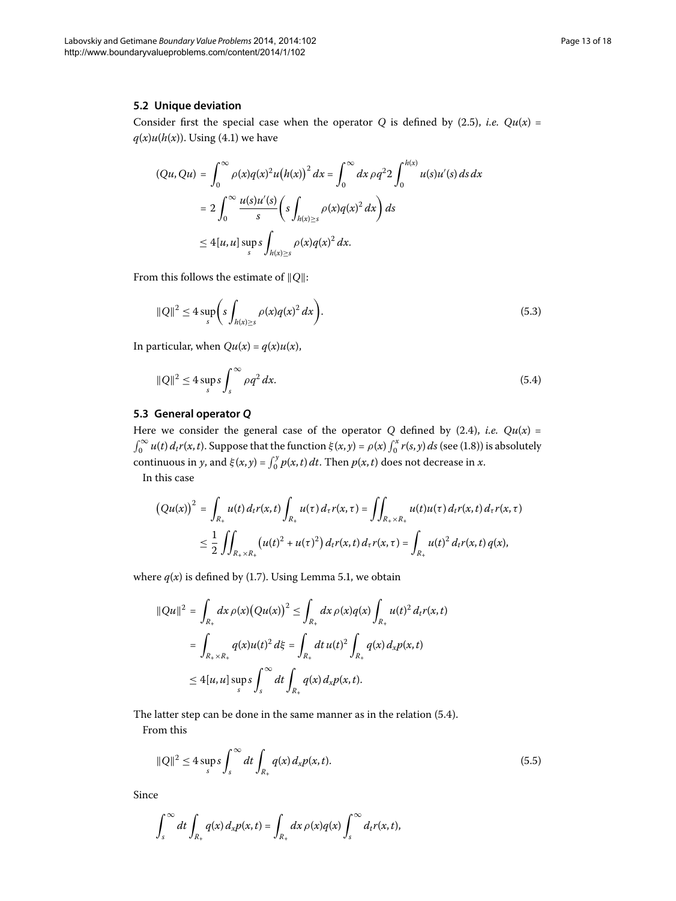### 5.2 Unique deviation

Consider first the special case when the operator $Q$ is defined by (2.5), *i.e.* $Qu(x) = q(x)u(h(x))$. Using (4.1) we have

$$
\begin{aligned}
(Qu, Qu) &= \int_0^\infty \rho(x)q(x)^2 u\bigl(h(x)\bigr)^2\,dx = \int_0^\infty dx\,\rho q^2 2\int_0^{h(x)} u(s)u'(s)\,ds\,dx \\
&= 2\int_0^\infty \frac{u(s)u'(s)}{s}\left(s\int_{h(x)\geq s}\rho(x)q(x)^2\,dx\right)ds \\
&\leq 4[u,u]\sup_s s\int_{h(x)\geq s}\rho(x)q(x)^2\,dx.
\end{aligned}
$$

From this follows the estimate of $\|Q\|$:

$$
\|Q\|^2 \leq 4\sup_s\left(s\int_{h(x)\geq s}\rho(x)q(x)^2\,dx\right). \tag{5.3}
$$

In particular, when $Qu(x) = q(x)u(x)$,

$$
\|Q\|^2 \leq 4\sup_s s\int_s^\infty \rho q^2\,dx. \tag{5.4}
$$

### 5.3 General operator *Q*

Here we consider the general case of the operator $Q$ defined by (2.4), *i.e.* $Qu(x) = \int_0^\infty u(t)\,d_t r(x,t)$. Suppose that the function $\xi(x,y) = \rho(x)\int_0^x r(s,y)\,ds$ (see (1.8)) is absolutely continuous in $y$, and $\xi(x,y) = \int_0^y p(x,t)\,dt$. Then $p(x,t)$ does not decrease in $x$.

In this case

$$
\begin{aligned}
\bigl(Qu(x)\bigr)^2 &= \int_{R_+} u(t)\,d_t r(x,t)\int_{R_+} u(\tau)\,d_\tau r(x,\tau) = \iint_{R_+\times R_+} u(t)u(\tau)\,d_t r(x,t)\,d_\tau r(x,\tau) \\
&\leq \frac{1}{2}\iint_{R_+\times R_+}\bigl(u(t)^2 + u(\tau)^2\bigr)\,d_t r(x,t)\,d_\tau r(x,\tau) = \int_{R_+} u(t)^2\,d_t r(x,t)\,q(x),
\end{aligned}
$$

where $q(x)$ is defined by (1.7). Using Lemma 5.1, we obtain

$$
\begin{aligned}
\|Qu\|^2 &= \int_{R_+} dx\,\rho(x)\bigl(Qu(x)\bigr)^2 \leq \int_{R_+} dx\,\rho(x)q(x)\int_{R_+} u(t)^2\,d_t r(x,t) \\
&= \int_{R_+\times R_+} q(x)u(t)^2\,d\xi = \int_{R_+} dt\,u(t)^2\int_{R_+} q(x)\,d_x p(x,t) \\
&\leq 4[u,u]\sup_s s\int_s^\infty dt\int_{R_+} q(x)\,d_x p(x,t).
\end{aligned}
$$

The latter step can be done in the same manner as in the relation (5.4).

From this

$$
\|Q\|^2 \leq 4\sup_s s\int_s^\infty dt\int_{R_+} q(x)\,d_x p(x,t). \tag{5.5}
$$

Since

$$
\int_s^\infty dt\int_{R_+} q(x)\,d_x p(x,t) = \int_{R_+} dx\,\rho(x)q(x)\int_s^\infty d_t r(x,t),
$$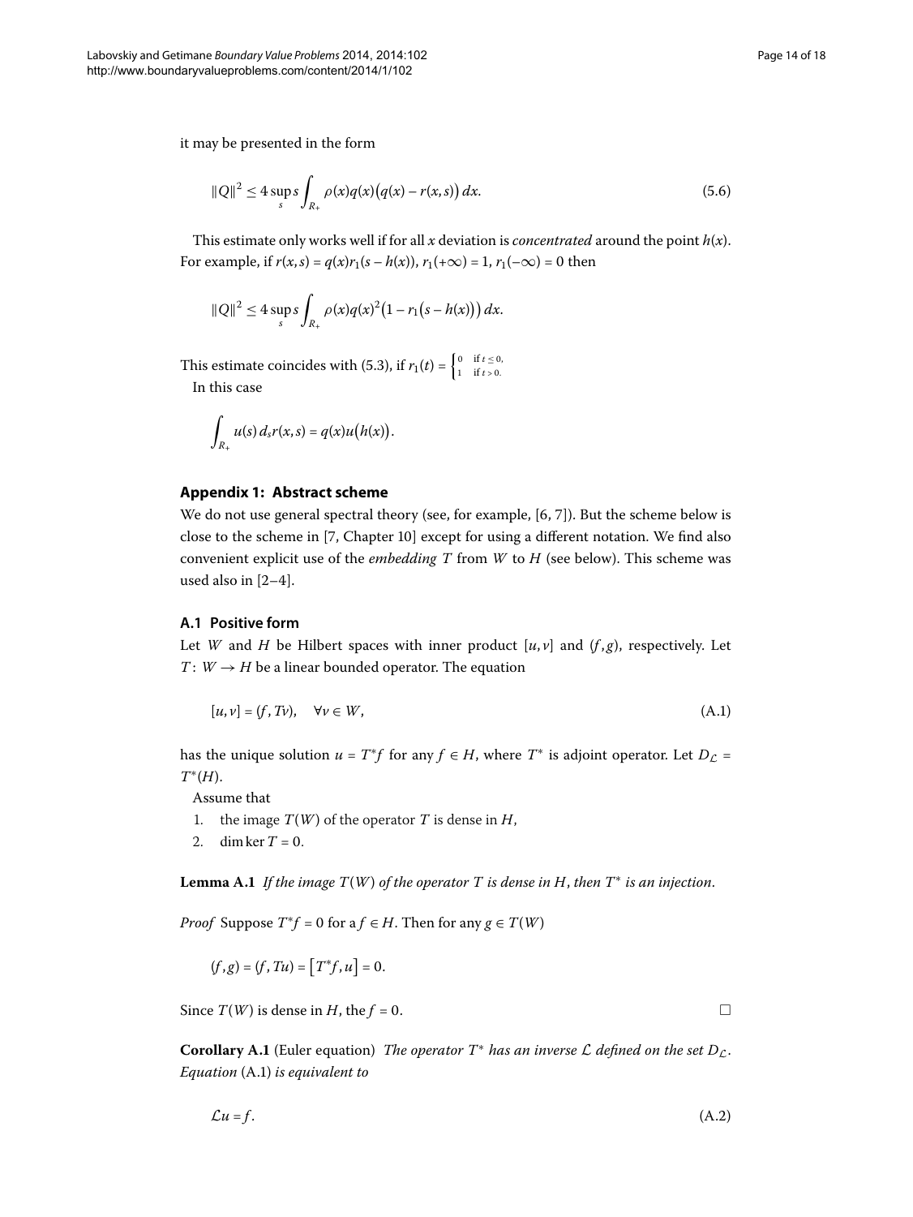it may be presented in the form

$$\|Q\|^2 \le 4 \sup_s s \int_{R_+} \rho(x)q(x)\big(q(x) - r(x,s)\big)\,dx. \tag{5.6}$$

This estimate only works well if for all $x$ deviation is *concentrated* around the point $h(x)$. For example, if $r(x,s) = q(x)r_1(s - h(x))$, $r_1(+\infty) = 1$, $r_1(-\infty) = 0$ then

$$\|Q\|^2 \le 4 \sup_s s \int_{R_+} \rho(x)q(x)^2\big(1 - r_1\big(s - h(x)\big)\big)\,dx.$$

This estimate coincides with (5.3), if $r_1(t) = \begin{cases} 0 & \text{if } t \le 0, \\ 1 & \text{if } t > 0. \end{cases}$

In this case

$$\int_{R_+} u(s)\,d_s r(x,s) = q(x)u\big(h(x)\big).$$

## Appendix 1: Abstract scheme

We do not use general spectral theory (see, for example, [6, 7]). But the scheme below is close to the scheme in [7, Chapter 10] except for using a different notation. We find also convenient explicit use of the *embedding* $T$ from $W$ to $H$ (see below). This scheme was used also in [2–4].

### A.1 Positive form

Let $W$ and $H$ be Hilbert spaces with inner product $[u,v]$ and $(f,g)$, respectively. Let $T\colon W \to H$ be a linear bounded operator. The equation

$$[u,v] = (f, Tv), \quad \forall v \in W, \tag{A.1}$$

has the unique solution $u = T^*f$ for any $f \in H$, where $T^*$ is adjoint operator. Let $D_{\mathcal{L}} = T^*(H)$.

Assume that

1. the image $T(W)$ of the operator $T$ is dense in $H$,
2. $\dim \ker T = 0$.

**Lemma A.1** *If the image $T(W)$ of the operator $T$ is dense in $H$, then $T^*$ is an injection.*

*Proof* Suppose $T^*f = 0$ for a $f \in H$. Then for any $g \in T(W)$

$$(f,g) = (f, Tu) = \big[T^*f, u\big] = 0.$$

Since $T(W)$ is dense in $H$, the $f = 0$. □

**Corollary A.1** (Euler equation) *The operator $T^*$ has an inverse $\mathcal{L}$ defined on the set $D_{\mathcal{L}}$. Equation* (A.1) *is equivalent to*

$$\mathcal{L}u = f. \tag{A.2}$$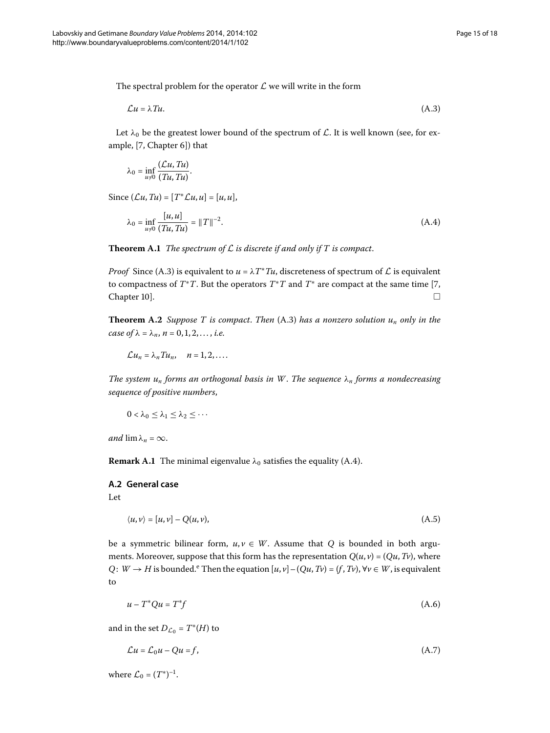The spectral problem for the operator $\mathcal{L}$ we will write in the form

$$\mathcal{L}u = \lambda Tu. \tag{A.3}$$

Let $\lambda_0$ be the greatest lower bound of the spectrum of $\mathcal{L}$. It is well known (see, for example, [7, Chapter 6]) that

$$\lambda_0 = \inf_{u \neq 0} \frac{(\mathcal{L}u, Tu)}{(Tu, Tu)}.$$

Since $(\mathcal{L}u, Tu) = [T^*\mathcal{L}u, u] = [u, u]$,

$$\lambda_0 = \inf_{u \neq 0} \frac{[u, u]}{(Tu, Tu)} = \|T\|^{-2}. \tag{A.4}$$

**Theorem A.1** *The spectrum of $\mathcal{L}$ is discrete if and only if $T$ is compact.*

*Proof* Since (A.3) is equivalent to $u = \lambda T^* Tu$, discreteness of spectrum of $\mathcal{L}$ is equivalent to compactness of $T^*T$. But the operators $T^*T$ and $T^*$ are compact at the same time [7, Chapter 10]. □

**Theorem A.2** *Suppose $T$ is compact. Then* (A.3) *has a nonzero solution $u_n$ only in the case of $\lambda = \lambda_n$, $n = 0, 1, 2, \ldots$, i.e.*

$$\mathcal{L}u_n = \lambda_n Tu_n, \quad n = 1, 2, \ldots.$$

*The system $u_n$ forms an orthogonal basis in $W$. The sequence $\lambda_n$ forms a nondecreasing sequence of positive numbers,*

$$0 < \lambda_0 \leq \lambda_1 \leq \lambda_2 \leq \cdots$$

*and* $\lim \lambda_n = \infty$.

**Remark A.1** The minimal eigenvalue $\lambda_0$ satisfies the equality (A.4).

### A.2 General case

Let

$$\langle u, v\rangle = [u, v] - Q(u, v), \tag{A.5}$$

be a symmetric bilinear form, $u, v \in W$. Assume that $Q$ is bounded in both arguments. Moreover, suppose that this form has the representation $Q(u, v) = (Qu, Tv)$, where $Q \colon W \to H$ is bounded.[e] Then the equation $[u, v] - (Qu, Tv) = (f, Tv)$, $\forall v \in W$, is equivalent to

$$u - T^*Qu = T^*f \tag{A.6}$$

and in the set $D_{\mathcal{L}_0} = T^*(H)$ to

$$\mathcal{L}u = \mathcal{L}_0 u - Qu = f, \tag{A.7}$$

where $\mathcal{L}_0 = (T^*)^{-1}$.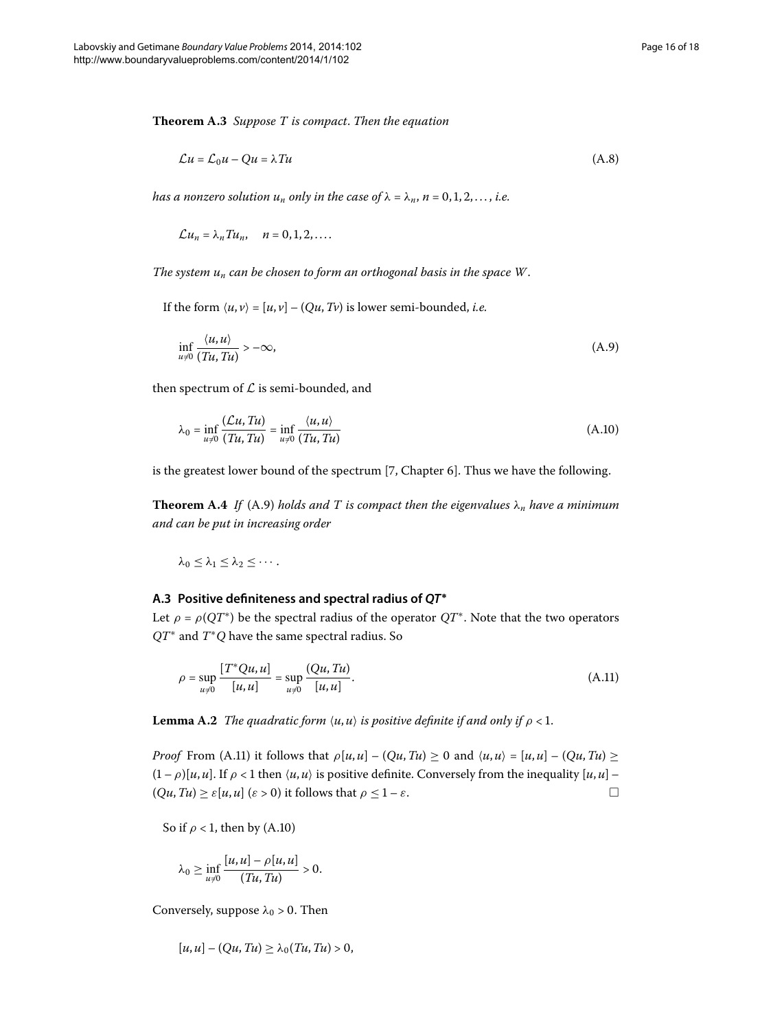**Theorem A.3** *Suppose $T$ is compact. Then the equation*

$$\mathcal{L}u = \mathcal{L}_0 u - Qu = \lambda Tu \tag{A.8}$$

*has a nonzero solution $u_n$ only in the case of $\lambda = \lambda_n$, $n = 0, 1, 2, \dots$, i.e.*

$$\mathcal{L}u_n = \lambda_n Tu_n, \quad n = 0, 1, 2, \dots.$$

*The system $u_n$ can be chosen to form an orthogonal basis in the space $W$.*

If the form $\langle u, v\rangle = [u, v] - (Qu, Tv)$ is lower semi-bounded, *i.e.*

$$\inf_{u \neq 0} \frac{\langle u, u\rangle}{(Tu, Tu)} > -\infty, \tag{A.9}$$

then spectrum of $\mathcal{L}$ is semi-bounded, and

$$\lambda_0 = \inf_{u \neq 0} \frac{(\mathcal{L}u, Tu)}{(Tu, Tu)} = \inf_{u \neq 0} \frac{\langle u, u\rangle}{(Tu, Tu)} \tag{A.10}$$

is the greatest lower bound of the spectrum [7, Chapter 6]. Thus we have the following.

**Theorem A.4** *If* (A.9) *holds and $T$ is compact then the eigenvalues $\lambda_n$ have a minimum and can be put in increasing order*

$$\lambda_0 \leq \lambda_1 \leq \lambda_2 \leq \cdots.$$

### A.3 Positive definiteness and spectral radius of $QT^*$

Let $\rho = \rho(QT^*)$ be the spectral radius of the operator $QT^*$. Note that the two operators $QT^*$ and $T^*Q$ have the same spectral radius. So

$$\rho = \sup_{u \neq 0} \frac{[T^*Qu, u]}{[u, u]} = \sup_{u \neq 0} \frac{(Qu, Tu)}{[u, u]}. \tag{A.11}$$

**Lemma A.2** *The quadratic form $\langle u, u\rangle$ is positive definite if and only if $\rho < 1$.*

*Proof* From (A.11) it follows that $\rho[u, u] - (Qu, Tu) \geq 0$ and $\langle u, u\rangle = [u, u] - (Qu, Tu) \geq (1 - \rho)[u, u]$. If $\rho < 1$ then $\langle u, u\rangle$ is positive definite. Conversely from the inequality $[u, u] - (Qu, Tu) \geq \varepsilon[u, u]$ ($\varepsilon > 0$) it follows that $\rho \leq 1 - \varepsilon$. □

So if $\rho < 1$, then by (A.10)

$$\lambda_0 \geq \inf_{u \neq 0} \frac{[u, u] - \rho[u, u]}{(Tu, Tu)} > 0.$$

Conversely, suppose $\lambda_0 > 0$. Then

$$[u, u] - (Qu, Tu) \geq \lambda_0 (Tu, Tu) > 0,$$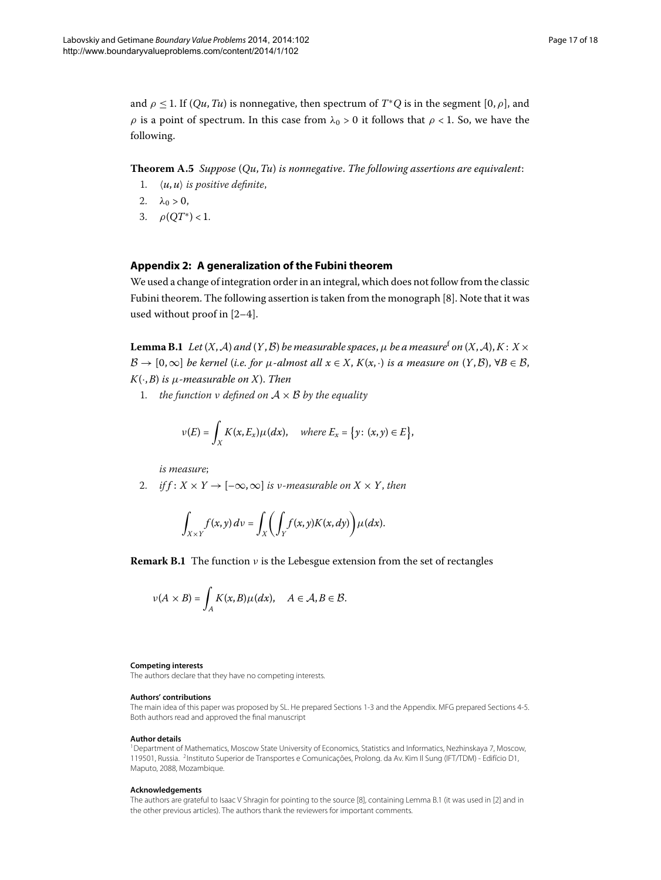and $\rho \leq 1$. If $(Qu, Tu)$ is nonnegative, then spectrum of $T^*Q$ is in the segment $[0, \rho]$, and $\rho$ is a point of spectrum. In this case from $\lambda_0 > 0$ it follows that $\rho < 1$. So, we have the following.

**Theorem A.5** *Suppose $(Qu, Tu)$ is nonnegative. The following assertions are equivalent*:

1. *$\langle u, u\rangle$ is positive definite,*
2. *$\lambda_0 > 0$,*
3. *$\rho(QT^*) < 1$.*

## Appendix 2: A generalization of the Fubini theorem

We used a change of integration order in an integral, which does not follow from the classic Fubini theorem. The following assertion is taken from the monograph [8]. Note that it was used without proof in [2–4].

**Lemma B.1** *Let $(X, \mathcal{A})$ and $(Y, \mathcal{B})$ be measurable spaces, $\mu$ be a measure*[f] *on $(X, \mathcal{A})$, $K\colon X \times \mathcal{B} \to [0, \infty]$ be kernel (i.e. for $\mu$-almost all $x \in X$, $K(x, \cdot)$ is a measure on $(Y, \mathcal{B})$, $\forall B \in \mathcal{B}$, $K(\cdot, B)$ is $\mu$-measurable on $X$). Then*

1. *the function $\nu$ defined on $\mathcal{A} \times \mathcal{B}$ by the equality*

$$\nu(E) = \int_X K(x, E_x)\mu(dx), \quad \text{where } E_x = \{y\colon (x,y) \in E\},$$

   *is measure*;

2. *if $f\colon X \times Y \to [-\infty, \infty]$ is $\nu$-measurable on $X \times Y$, then*

$$\int_{X\times Y} f(x,y)\, d\nu = \int_X \left( \int_Y f(x,y)K(x,dy) \right) \mu(dx).$$

**Remark B.1** The function $\nu$ is the Lebesgue extension from the set of rectangles

$$\nu(A \times B) = \int_A K(x, B)\mu(dx), \quad A \in \mathcal{A}, B \in \mathcal{B}.$$

#### Competing interests

The authors declare that they have no competing interests.

#### Authors' contributions

The main idea of this paper was proposed by SL. He prepared Sections 1-3 and the Appendix. MFG prepared Sections 4-5. Both authors read and approved the final manuscript

#### Author details

[1]Department of Mathematics, Moscow State University of Economics, Statistics and Informatics, Nezhinskaya 7, Moscow, 119501, Russia. [2]Instituto Superior de Transportes e Comunicações, Prolong. da Av. Kim Il Sung (IFT/TDM) - Edifício D1, Maputo, 2088, Mozambique.

#### Acknowledgements

The authors are grateful to Isaac V Shragin for pointing to the source [8], containing Lemma B.1 (it was used in [2] and in the other previous articles). The authors thank the reviewers for important comments.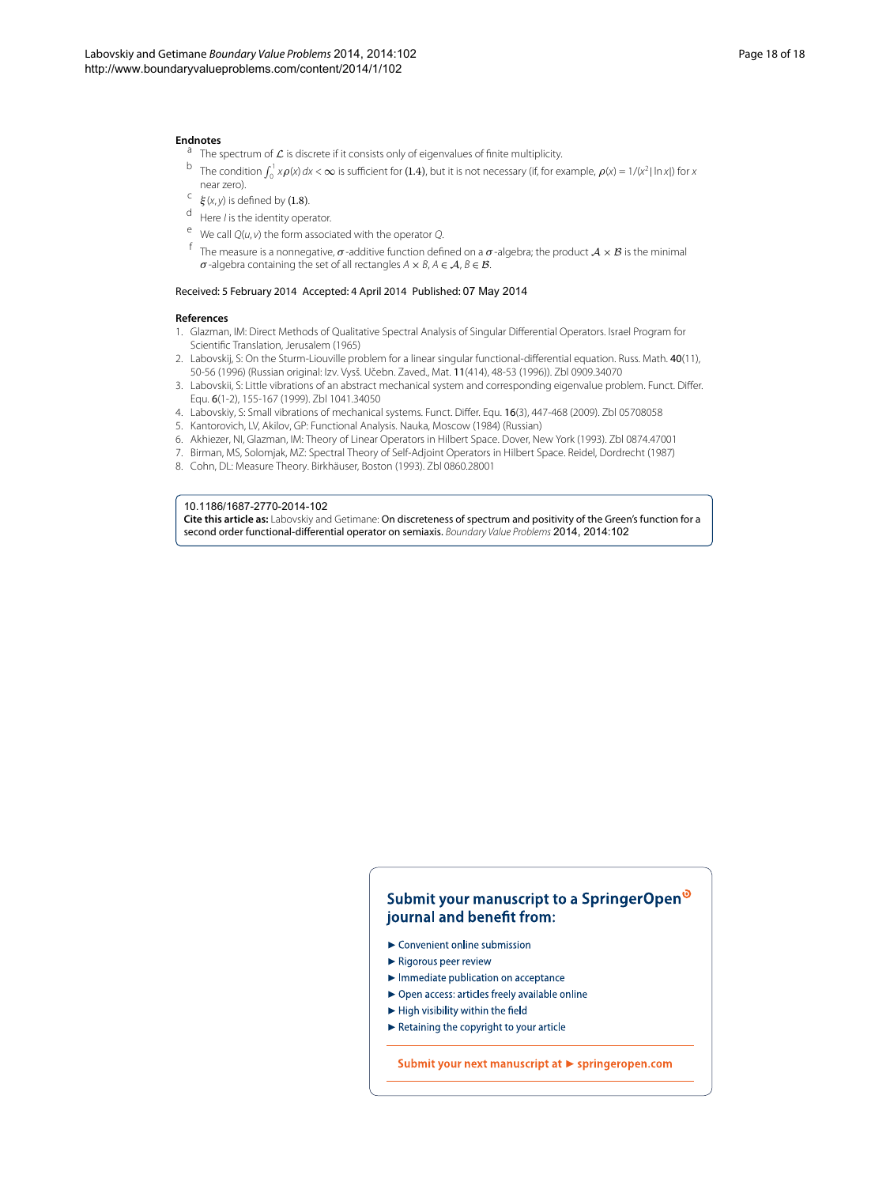## Endnotes

[a] The spectrum of $\mathcal{L}$ is discrete if it consists only of eigenvalues of finite multiplicity.

[b] The condition $\int_0^1 x\rho(x)\,dx < \infty$ is sufficient for (1.4), but it is not necessary (if, for example, $\rho(x) = 1/(x^2|\ln x|)$ for $x$ near zero).

[c] $\xi(x, y)$ is defined by (1.8).

[d] Here $I$ is the identity operator.

[e] We call $Q(u, v)$ the form associated with the operator $Q$.

[f] The measure is a nonnegative, $\sigma$-additive function defined on a $\sigma$-algebra; the product $\mathcal{A} \times \mathcal{B}$ is the minimal $\sigma$-algebra containing the set of all rectangles $A \times B$, $A \in \mathcal{A}$, $B \in \mathcal{B}$.

Received: 5 February 2014 Accepted: 4 April 2014 Published: 07 May 2014

## References

1. Glazman, IM: Direct Methods of Qualitative Spectral Analysis of Singular Differential Operators. Israel Program for Scientific Translation, Jerusalem (1965)
2. Labovskij, S: On the Sturm-Liouville problem for a linear singular functional-differential equation. Russ. Math. **40**(11), 50-56 (1996) (Russian original: Izv. Vysš. Učebn. Zaved., Mat. **11**(414), 48-53 (1996)). Zbl 0909.34070
3. Labovskii, S: Little vibrations of an abstract mechanical system and corresponding eigenvalue problem. Funct. Differ. Equ. **6**(1-2), 155-167 (1999). Zbl 1041.34050
4. Labovskiy, S: Small vibrations of mechanical systems. Funct. Differ. Equ. **16**(3), 447-468 (2009). Zbl 05708058
5. Kantorovich, LV, Akilov, GP: Functional Analysis. Nauka, Moscow (1984) (Russian)
6. Akhiezer, NI, Glazman, IM: Theory of Linear Operators in Hilbert Space. Dover, New York (1993). Zbl 0874.47001
7. Birman, MS, Solomjak, MZ: Spectral Theory of Self-Adjoint Operators in Hilbert Space. Reidel, Dordrecht (1987)
8. Cohn, DL: Measure Theory. Birkhäuser, Boston (1993). Zbl 0860.28001

10.1186/1687-2770-2014-102
**Cite this article as:** Labovskiy and Getimane: On discreteness of spectrum and positivity of the Green's function for a second order functional-differential operator on semiaxis. *Boundary Value Problems* 2014, 2014:102

**Submit your manuscript to a SpringerOpen journal and benefit from:**

- ► Convenient online submission
- ► Rigorous peer review
- ► Immediate publication on acceptance
- ► Open access: articles freely available online
- ► High visibility within the field
- ► Retaining the copyright to your article

**Submit your next manuscript at ► springeropen.com**